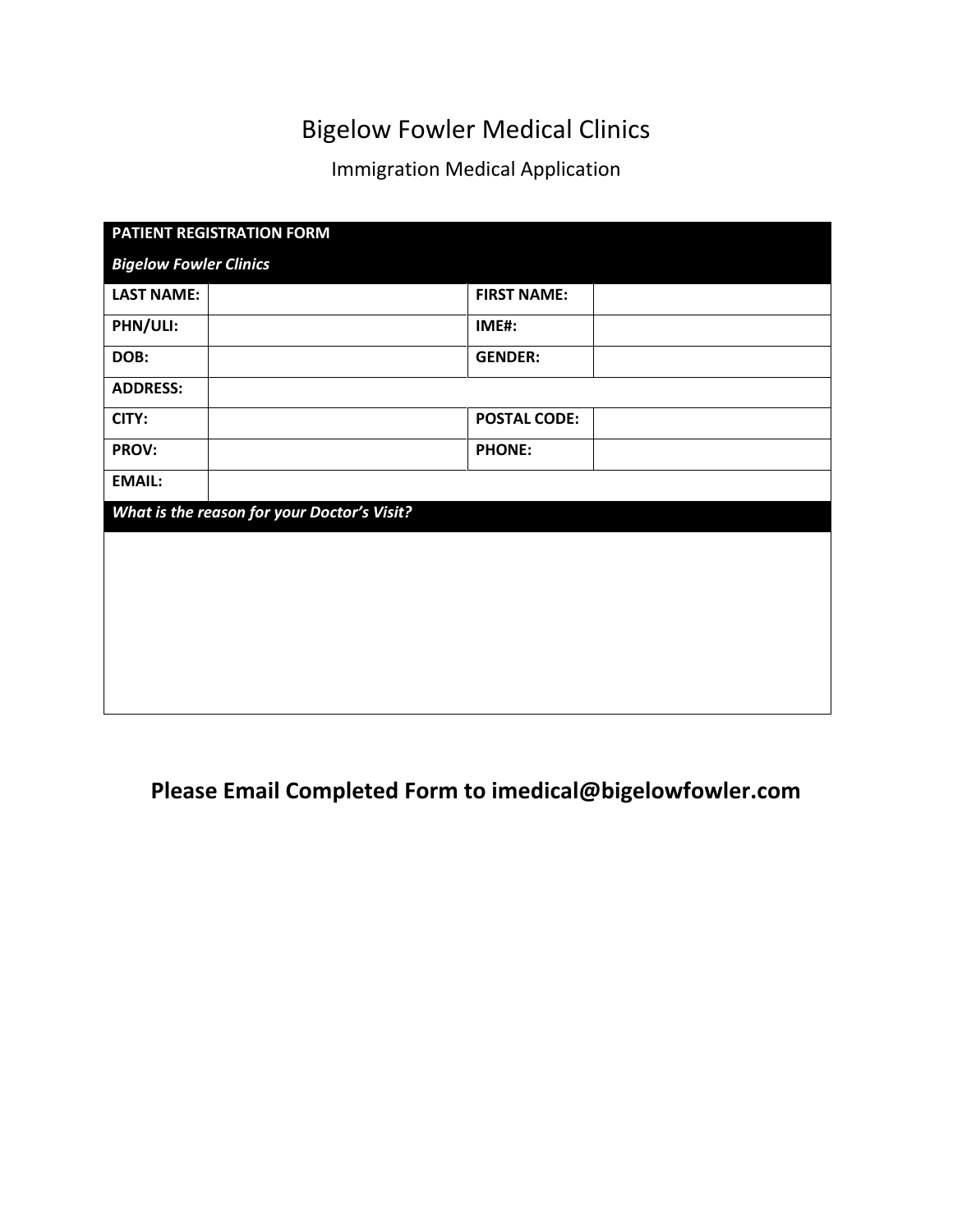# Bigelow Fowler Medical Clinics

## Immigration Medical Application

| **PATIENT REGISTRATION FORM** | | | |
|---|---|---|---|
| ***Bigelow Fowler Clinics*** | | | |
| **LAST NAME:** | | **FIRST NAME:** | |
| **PHN/ULI:** | | **IME#:** | |
| **DOB:** | | **GENDER:** | |
| **ADDRESS:** | | | |
| **CITY:** | | **POSTAL CODE:** | |
| **PROV:** | | **PHONE:** | |
| **EMAIL:** | | | |
| ***What is the reason for your Doctor's Visit?*** | | | |
| | | | |

**Please Email Completed Form to imedical@bigelowfowler.com**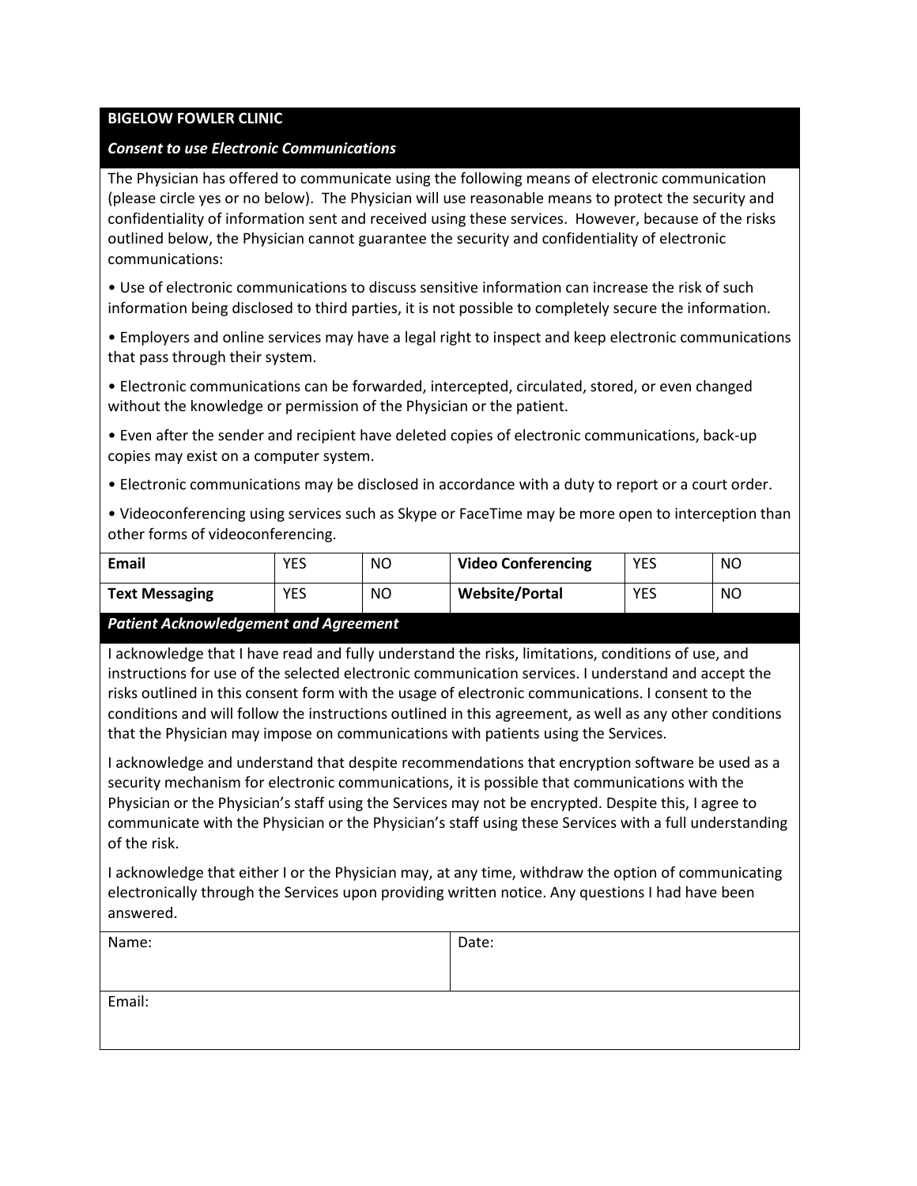**BIGELOW FOWLER CLINIC**

***Consent to use Electronic Communications***

The Physician has offered to communicate using the following means of electronic communication (please circle yes or no below). The Physician will use reasonable means to protect the security and confidentiality of information sent and received using these services. However, because of the risks outlined below, the Physician cannot guarantee the security and confidentiality of electronic communications:

• Use of electronic communications to discuss sensitive information can increase the risk of such information being disclosed to third parties, it is not possible to completely secure the information.

• Employers and online services may have a legal right to inspect and keep electronic communications that pass through their system.

• Electronic communications can be forwarded, intercepted, circulated, stored, or even changed without the knowledge or permission of the Physician or the patient.

• Even after the sender and recipient have deleted copies of electronic communications, back-up copies may exist on a computer system.

• Electronic communications may be disclosed in accordance with a duty to report or a court order.

• Videoconferencing using services such as Skype or FaceTime may be more open to interception than other forms of videoconferencing.

| | | | | | |
|---|---|---|---|---|---|
| **Email** | YES | NO | **Video Conferencing** | YES | NO |
| **Text Messaging** | YES | NO | **Website/Portal** | YES | NO |

***Patient Acknowledgement and Agreement***

I acknowledge that I have read and fully understand the risks, limitations, conditions of use, and instructions for use of the selected electronic communication services. I understand and accept the risks outlined in this consent form with the usage of electronic communications. I consent to the conditions and will follow the instructions outlined in this agreement, as well as any other conditions that the Physician may impose on communications with patients using the Services.

I acknowledge and understand that despite recommendations that encryption software be used as a security mechanism for electronic communications, it is possible that communications with the Physician or the Physician's staff using the Services may not be encrypted. Despite this, I agree to communicate with the Physician or the Physician's staff using these Services with a full understanding of the risk.

I acknowledge that either I or the Physician may, at any time, withdraw the option of communicating electronically through the Services upon providing written notice. Any questions I had have been answered.

| | |
|---|---|
| Name: | Date: |
| Email: | |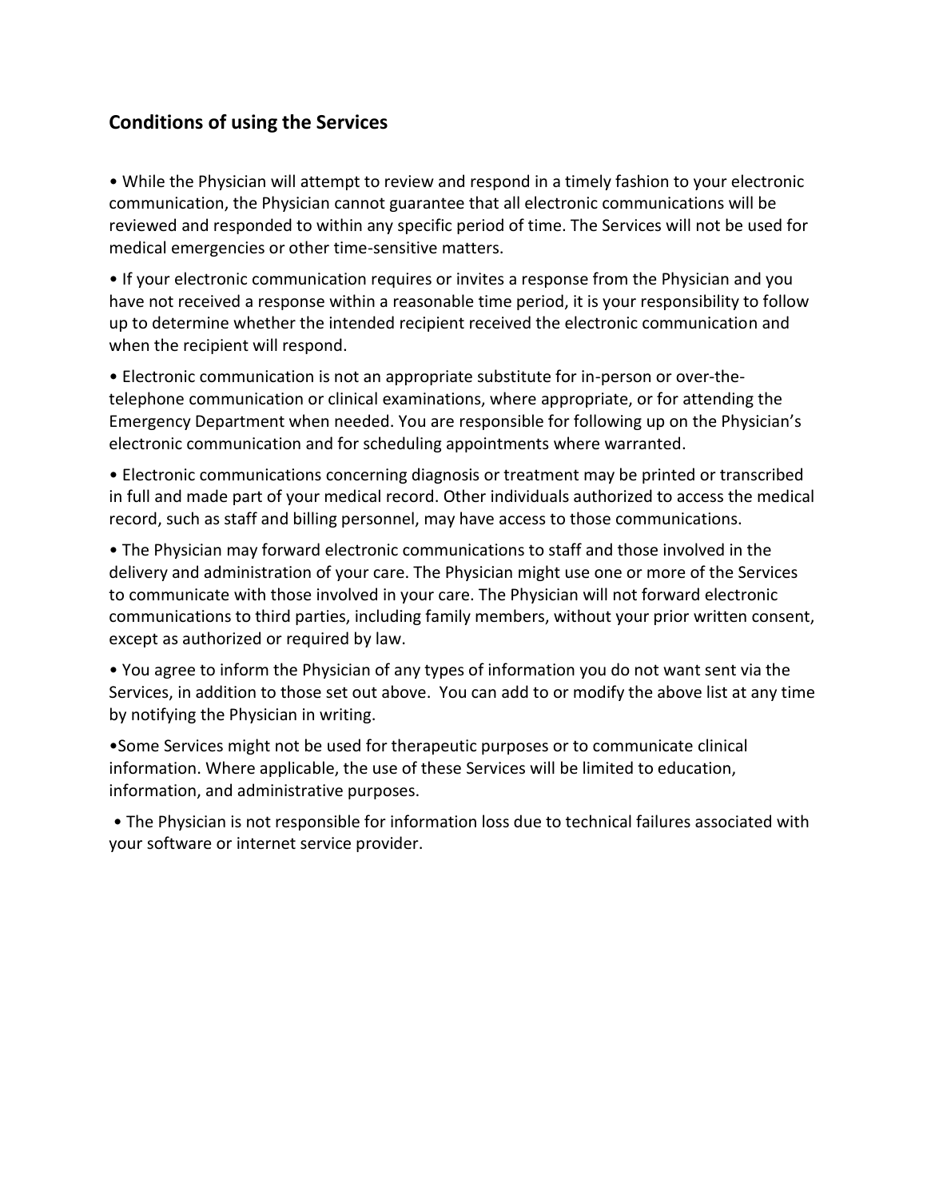## Conditions of using the Services

- While the Physician will attempt to review and respond in a timely fashion to your electronic communication, the Physician cannot guarantee that all electronic communications will be reviewed and responded to within any specific period of time. The Services will not be used for medical emergencies or other time-sensitive matters.
- If your electronic communication requires or invites a response from the Physician and you have not received a response within a reasonable time period, it is your responsibility to follow up to determine whether the intended recipient received the electronic communication and when the recipient will respond.
- Electronic communication is not an appropriate substitute for in-person or over-the-telephone communication or clinical examinations, where appropriate, or for attending the Emergency Department when needed. You are responsible for following up on the Physician's electronic communication and for scheduling appointments where warranted.
- Electronic communications concerning diagnosis or treatment may be printed or transcribed in full and made part of your medical record. Other individuals authorized to access the medical record, such as staff and billing personnel, may have access to those communications.
- The Physician may forward electronic communications to staff and those involved in the delivery and administration of your care. The Physician might use one or more of the Services to communicate with those involved in your care. The Physician will not forward electronic communications to third parties, including family members, without your prior written consent, except as authorized or required by law.
- You agree to inform the Physician of any types of information you do not want sent via the Services, in addition to those set out above. You can add to or modify the above list at any time by notifying the Physician in writing.
- Some Services might not be used for therapeutic purposes or to communicate clinical information. Where applicable, the use of these Services will be limited to education, information, and administrative purposes.
- The Physician is not responsible for information loss due to technical failures associated with your software or internet service provider.